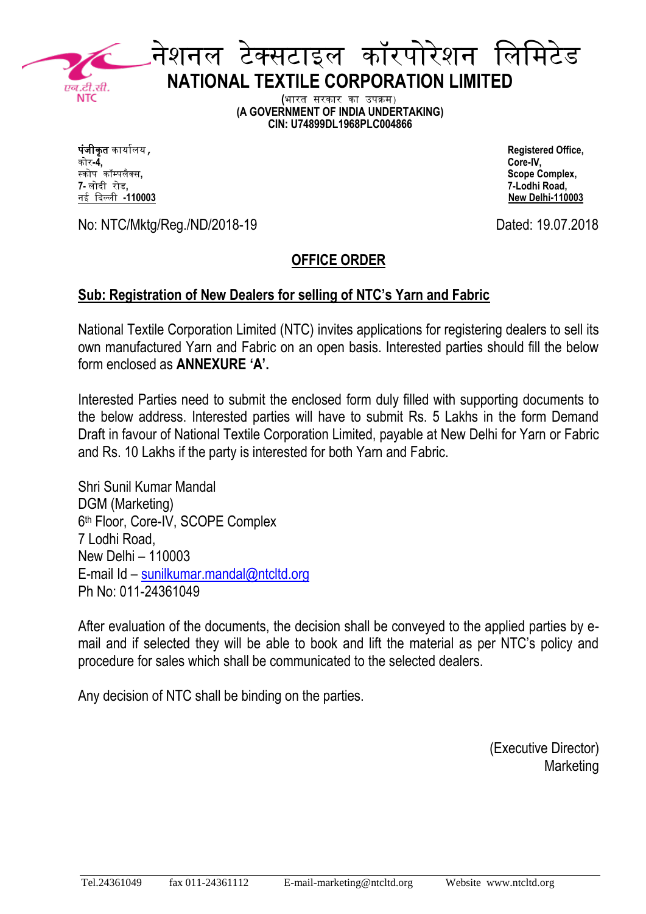# नेशनल टेक्सटाइल कॉरपोरेशन लिमिटेड

# NATIONAL TEXTILE CORPORATION LIMITED

(भारत सरकार का उपक्रम)
**(A GOVERNMENT OF INDIA UNDERTAKING)**
**CIN: U74899DL1968PLC004866**

**पंजीकृत** कार्यालय,
कोर-**4**,
स्कोप कॉम्पलैक्स,
**7-** लोदी रोड,
नई दिल्ली **-110003**

**Registered Office,**
**Core-IV,**
**Scope Complex,**
**7-Lodhi Road,**
**New Delhi-110003**

No: NTC/Mktg/Reg./ND/2018-19

Dated: 19.07.2018

## OFFICE ORDER

**Sub: Registration of New Dealers for selling of NTC's Yarn and Fabric**

National Textile Corporation Limited (NTC) invites applications for registering dealers to sell its own manufactured Yarn and Fabric on an open basis. Interested parties should fill the below form enclosed as **ANNEXURE 'A'.**

Interested Parties need to submit the enclosed form duly filled with supporting documents to the below address. Interested parties will have to submit Rs. 5 Lakhs in the form Demand Draft in favour of National Textile Corporation Limited, payable at New Delhi for Yarn or Fabric and Rs. 10 Lakhs if the party is interested for both Yarn and Fabric.

Shri Sunil Kumar Mandal
DGM (Marketing)
6th Floor, Core-IV, SCOPE Complex
7 Lodhi Road,
New Delhi – 110003
E-mail Id – sunilkumar.mandal@ntcltd.org
Ph No: 011-24361049

After evaluation of the documents, the decision shall be conveyed to the applied parties by e-mail and if selected they will be able to book and lift the material as per NTC's policy and procedure for sales which shall be communicated to the selected dealers.

Any decision of NTC shall be binding on the parties.

(Executive Director)
Marketing

Tel.24361049 fax 011-24361112 E-mail-marketing@ntcltd.org Website www.ntcltd.org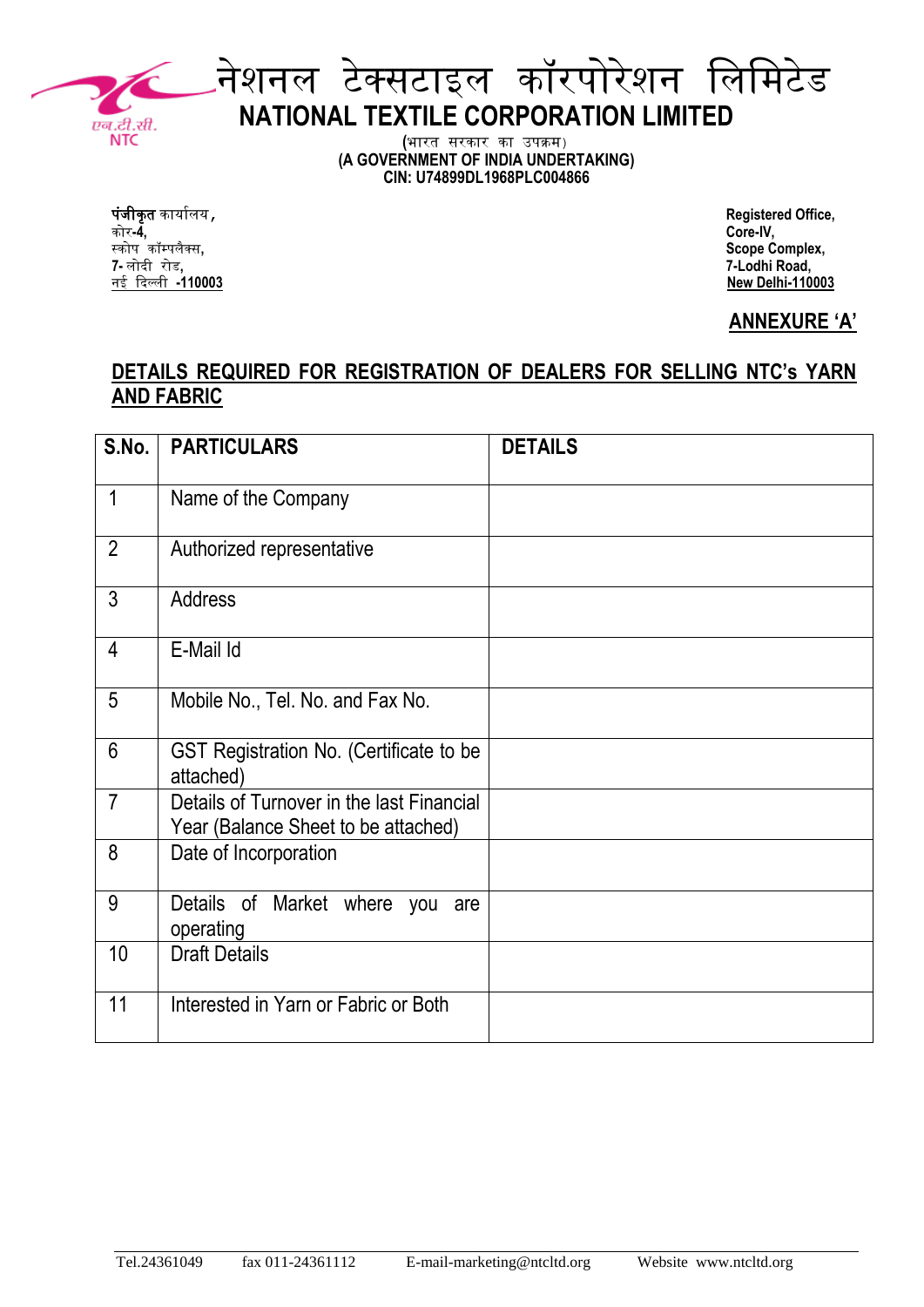# नेशनल टेक्सटाइल कॉरपोरेशन लिमिटेड

## NATIONAL TEXTILE CORPORATION LIMITED

(भारत सरकार का उपक्रम)
**(A GOVERNMENT OF INDIA UNDERTAKING)**
**CIN: U74899DL1968PLC004866**

**पंजीकृत** कार्यालय,
कोर-**4**,
स्कोप कॉम्पलैक्स,
**7-** लोदी रोड,
नई दिल्ली **-110003**

**Registered Office,**
**Core-IV,**
**Scope Complex,**
**7-Lodhi Road,**
**New Delhi-110003**

**ANNEXURE 'A'**

## DETAILS REQUIRED FOR REGISTRATION OF DEALERS FOR SELLING NTC's YARN AND FABRIC

| S.No. | PARTICULARS | DETAILS |
|---|---|---|
| 1 | Name of the Company | |
| 2 | Authorized representative | |
| 3 | Address | |
| 4 | E-Mail Id | |
| 5 | Mobile No., Tel. No. and Fax No. | |
| 6 | GST Registration No. (Certificate to be attached) | |
| 7 | Details of Turnover in the last Financial Year (Balance Sheet to be attached) | |
| 8 | Date of Incorporation | |
| 9 | Details of Market where you are operating | |
| 10 | Draft Details | |
| 11 | Interested in Yarn or Fabric or Both | |

Tel.24361049 fax 011-24361112 E-mail-marketing@ntcltd.org Website www.ntcltd.org